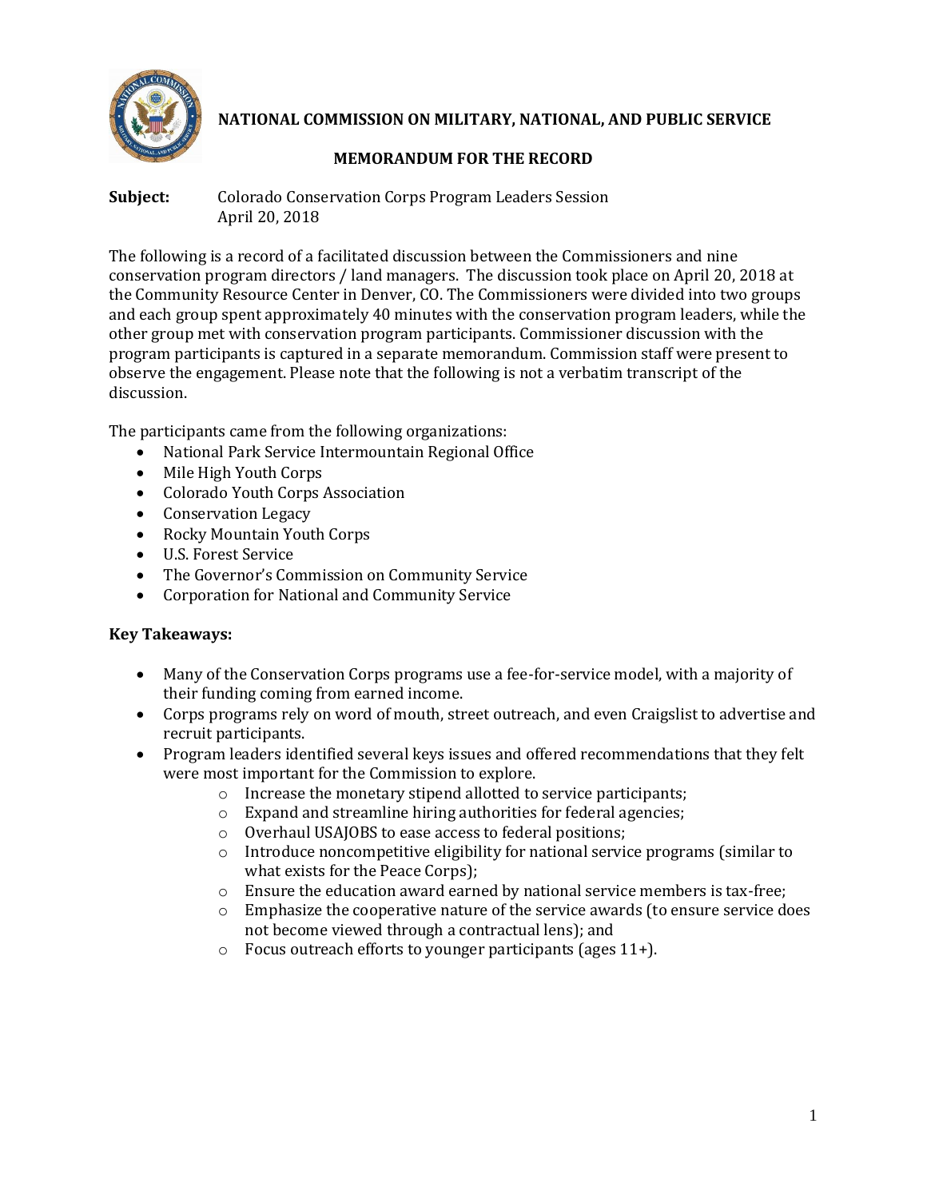**NATIONAL COMMISSION ON MILITARY, NATIONAL, AND PUBLIC SERVICE**

**MEMORANDUM FOR THE RECORD**

**Subject:** Colorado Conservation Corps Program Leaders Session
April 20, 2018

The following is a record of a facilitated discussion between the Commissioners and nine conservation program directors / land managers. The discussion took place on April 20, 2018 at the Community Resource Center in Denver, CO. The Commissioners were divided into two groups and each group spent approximately 40 minutes with the conservation program leaders, while the other group met with conservation program participants. Commissioner discussion with the program participants is captured in a separate memorandum. Commission staff were present to observe the engagement. Please note that the following is not a verbatim transcript of the discussion.

The participants came from the following organizations:

- National Park Service Intermountain Regional Office
- Mile High Youth Corps
- Colorado Youth Corps Association
- Conservation Legacy
- Rocky Mountain Youth Corps
- U.S. Forest Service
- The Governor's Commission on Community Service
- Corporation for National and Community Service

**Key Takeaways:**

- Many of the Conservation Corps programs use a fee-for-service model, with a majority of their funding coming from earned income.
- Corps programs rely on word of mouth, street outreach, and even Craigslist to advertise and recruit participants.
- Program leaders identified several keys issues and offered recommendations that they felt were most important for the Commission to explore.
    - Increase the monetary stipend allotted to service participants;
    - Expand and streamline hiring authorities for federal agencies;
    - Overhaul USAJOBS to ease access to federal positions;
    - Introduce noncompetitive eligibility for national service programs (similar to what exists for the Peace Corps);
    - Ensure the education award earned by national service members is tax-free;
    - Emphasize the cooperative nature of the service awards (to ensure service does not become viewed through a contractual lens); and
    - Focus outreach efforts to younger participants (ages 11+).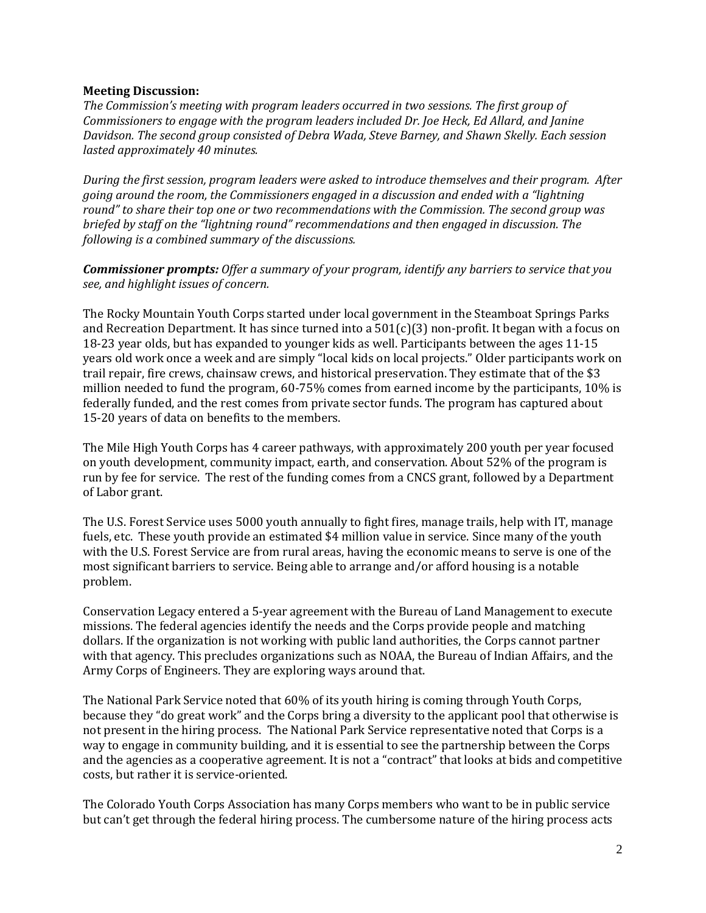**Meeting Discussion:**

*The Commission's meeting with program leaders occurred in two sessions. The first group of Commissioners to engage with the program leaders included Dr. Joe Heck, Ed Allard, and Janine Davidson. The second group consisted of Debra Wada, Steve Barney, and Shawn Skelly. Each session lasted approximately 40 minutes.*

*During the first session, program leaders were asked to introduce themselves and their program. After going around the room, the Commissioners engaged in a discussion and ended with a "lightning round" to share their top one or two recommendations with the Commission. The second group was briefed by staff on the "lightning round" recommendations and then engaged in discussion. The following is a combined summary of the discussions.*

***Commissioner prompts:*** *Offer a summary of your program, identify any barriers to service that you see, and highlight issues of concern.*

The Rocky Mountain Youth Corps started under local government in the Steamboat Springs Parks and Recreation Department. It has since turned into a 501(c)(3) non-profit. It began with a focus on 18-23 year olds, but has expanded to younger kids as well. Participants between the ages 11-15 years old work once a week and are simply "local kids on local projects." Older participants work on trail repair, fire crews, chainsaw crews, and historical preservation. They estimate that of the $3 million needed to fund the program, 60-75% comes from earned income by the participants, 10% is federally funded, and the rest comes from private sector funds. The program has captured about 15-20 years of data on benefits to the members.

The Mile High Youth Corps has 4 career pathways, with approximately 200 youth per year focused on youth development, community impact, earth, and conservation. About 52% of the program is run by fee for service. The rest of the funding comes from a CNCS grant, followed by a Department of Labor grant.

The U.S. Forest Service uses 5000 youth annually to fight fires, manage trails, help with IT, manage fuels, etc. These youth provide an estimated $4 million value in service. Since many of the youth with the U.S. Forest Service are from rural areas, having the economic means to serve is one of the most significant barriers to service. Being able to arrange and/or afford housing is a notable problem.

Conservation Legacy entered a 5-year agreement with the Bureau of Land Management to execute missions. The federal agencies identify the needs and the Corps provide people and matching dollars. If the organization is not working with public land authorities, the Corps cannot partner with that agency. This precludes organizations such as NOAA, the Bureau of Indian Affairs, and the Army Corps of Engineers. They are exploring ways around that.

The National Park Service noted that 60% of its youth hiring is coming through Youth Corps, because they "do great work" and the Corps bring a diversity to the applicant pool that otherwise is not present in the hiring process. The National Park Service representative noted that Corps is a way to engage in community building, and it is essential to see the partnership between the Corps and the agencies as a cooperative agreement. It is not a "contract" that looks at bids and competitive costs, but rather it is service-oriented.

The Colorado Youth Corps Association has many Corps members who want to be in public service but can't get through the federal hiring process. The cumbersome nature of the hiring process acts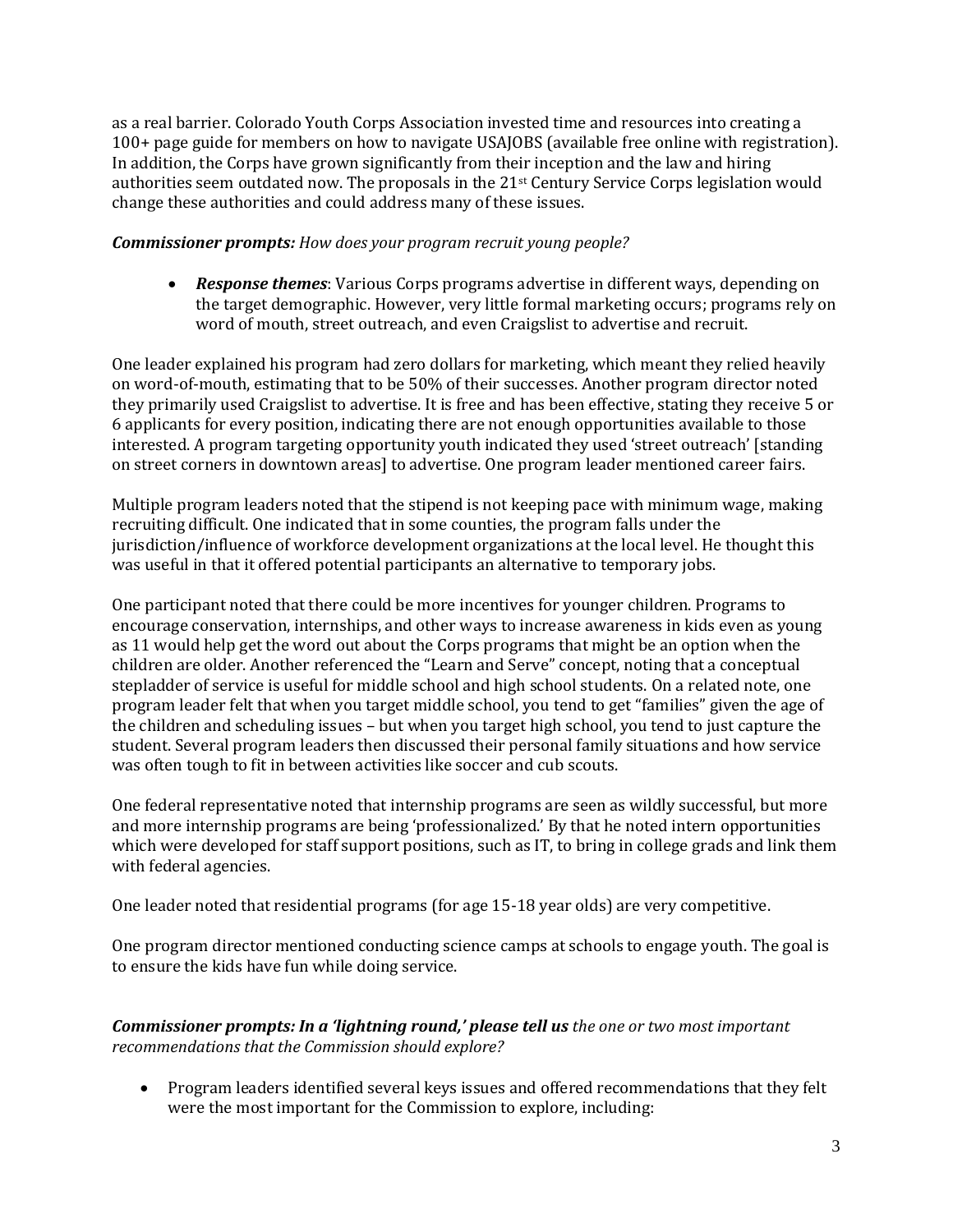as a real barrier. Colorado Youth Corps Association invested time and resources into creating a 100+ page guide for members on how to navigate USAJOBS (available free online with registration). In addition, the Corps have grown significantly from their inception and the law and hiring authorities seem outdated now. The proposals in the 21st Century Service Corps legislation would change these authorities and could address many of these issues.

***Commissioner prompts:*** *How does your program recruit young people?*

- ***Response themes***: Various Corps programs advertise in different ways, depending on the target demographic. However, very little formal marketing occurs; programs rely on word of mouth, street outreach, and even Craigslist to advertise and recruit.

One leader explained his program had zero dollars for marketing, which meant they relied heavily on word-of-mouth, estimating that to be 50% of their successes. Another program director noted they primarily used Craigslist to advertise. It is free and has been effective, stating they receive 5 or 6 applicants for every position, indicating there are not enough opportunities available to those interested. A program targeting opportunity youth indicated they used 'street outreach' [standing on street corners in downtown areas] to advertise. One program leader mentioned career fairs.

Multiple program leaders noted that the stipend is not keeping pace with minimum wage, making recruiting difficult. One indicated that in some counties, the program falls under the jurisdiction/influence of workforce development organizations at the local level. He thought this was useful in that it offered potential participants an alternative to temporary jobs.

One participant noted that there could be more incentives for younger children. Programs to encourage conservation, internships, and other ways to increase awareness in kids even as young as 11 would help get the word out about the Corps programs that might be an option when the children are older. Another referenced the "Learn and Serve" concept, noting that a conceptual stepladder of service is useful for middle school and high school students. On a related note, one program leader felt that when you target middle school, you tend to get "families" given the age of the children and scheduling issues – but when you target high school, you tend to just capture the student. Several program leaders then discussed their personal family situations and how service was often tough to fit in between activities like soccer and cub scouts.

One federal representative noted that internship programs are seen as wildly successful, but more and more internship programs are being 'professionalized.' By that he noted intern opportunities which were developed for staff support positions, such as IT, to bring in college grads and link them with federal agencies.

One leader noted that residential programs (for age 15-18 year olds) are very competitive.

One program director mentioned conducting science camps at schools to engage youth. The goal is to ensure the kids have fun while doing service.

***Commissioner prompts: In a 'lightning round,' please tell us*** *the one or two most important recommendations that the Commission should explore?*

- Program leaders identified several keys issues and offered recommendations that they felt were the most important for the Commission to explore, including: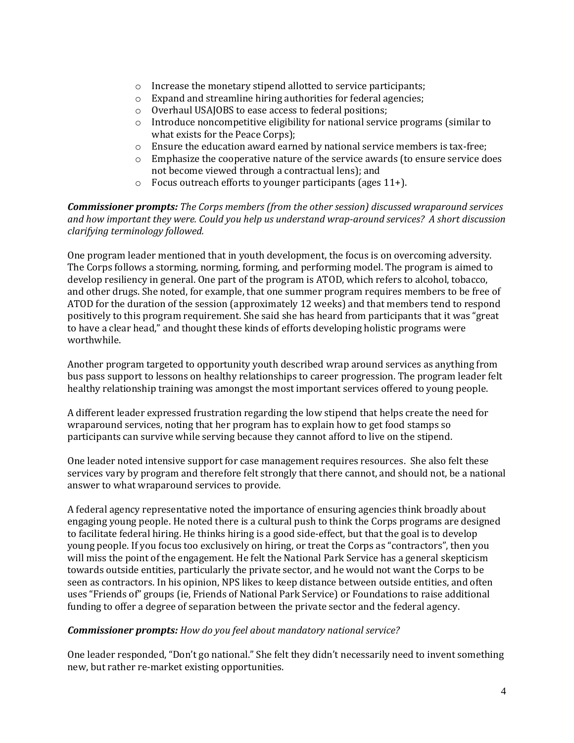- Increase the monetary stipend allotted to service participants;
- Expand and streamline hiring authorities for federal agencies;
- Overhaul USAJOBS to ease access to federal positions;
- Introduce noncompetitive eligibility for national service programs (similar to what exists for the Peace Corps);
- Ensure the education award earned by national service members is tax-free;
- Emphasize the cooperative nature of the service awards (to ensure service does not become viewed through a contractual lens); and
- Focus outreach efforts to younger participants (ages 11+).

***Commissioner prompts:*** *The Corps members (from the other session) discussed wraparound services and how important they were. Could you help us understand wrap-around services? A short discussion clarifying terminology followed.*

One program leader mentioned that in youth development, the focus is on overcoming adversity. The Corps follows a storming, norming, forming, and performing model. The program is aimed to develop resiliency in general. One part of the program is ATOD, which refers to alcohol, tobacco, and other drugs. She noted, for example, that one summer program requires members to be free of ATOD for the duration of the session (approximately 12 weeks) and that members tend to respond positively to this program requirement. She said she has heard from participants that it was "great to have a clear head," and thought these kinds of efforts developing holistic programs were worthwhile.

Another program targeted to opportunity youth described wrap around services as anything from bus pass support to lessons on healthy relationships to career progression. The program leader felt healthy relationship training was amongst the most important services offered to young people.

A different leader expressed frustration regarding the low stipend that helps create the need for wraparound services, noting that her program has to explain how to get food stamps so participants can survive while serving because they cannot afford to live on the stipend.

One leader noted intensive support for case management requires resources. She also felt these services vary by program and therefore felt strongly that there cannot, and should not, be a national answer to what wraparound services to provide.

A federal agency representative noted the importance of ensuring agencies think broadly about engaging young people. He noted there is a cultural push to think the Corps programs are designed to facilitate federal hiring. He thinks hiring is a good side-effect, but that the goal is to develop young people. If you focus too exclusively on hiring, or treat the Corps as "contractors", then you will miss the point of the engagement. He felt the National Park Service has a general skepticism towards outside entities, particularly the private sector, and he would not want the Corps to be seen as contractors. In his opinion, NPS likes to keep distance between outside entities, and often uses "Friends of" groups (ie, Friends of National Park Service) or Foundations to raise additional funding to offer a degree of separation between the private sector and the federal agency.

***Commissioner prompts:*** *How do you feel about mandatory national service?*

One leader responded, "Don't go national." She felt they didn't necessarily need to invent something new, but rather re-market existing opportunities.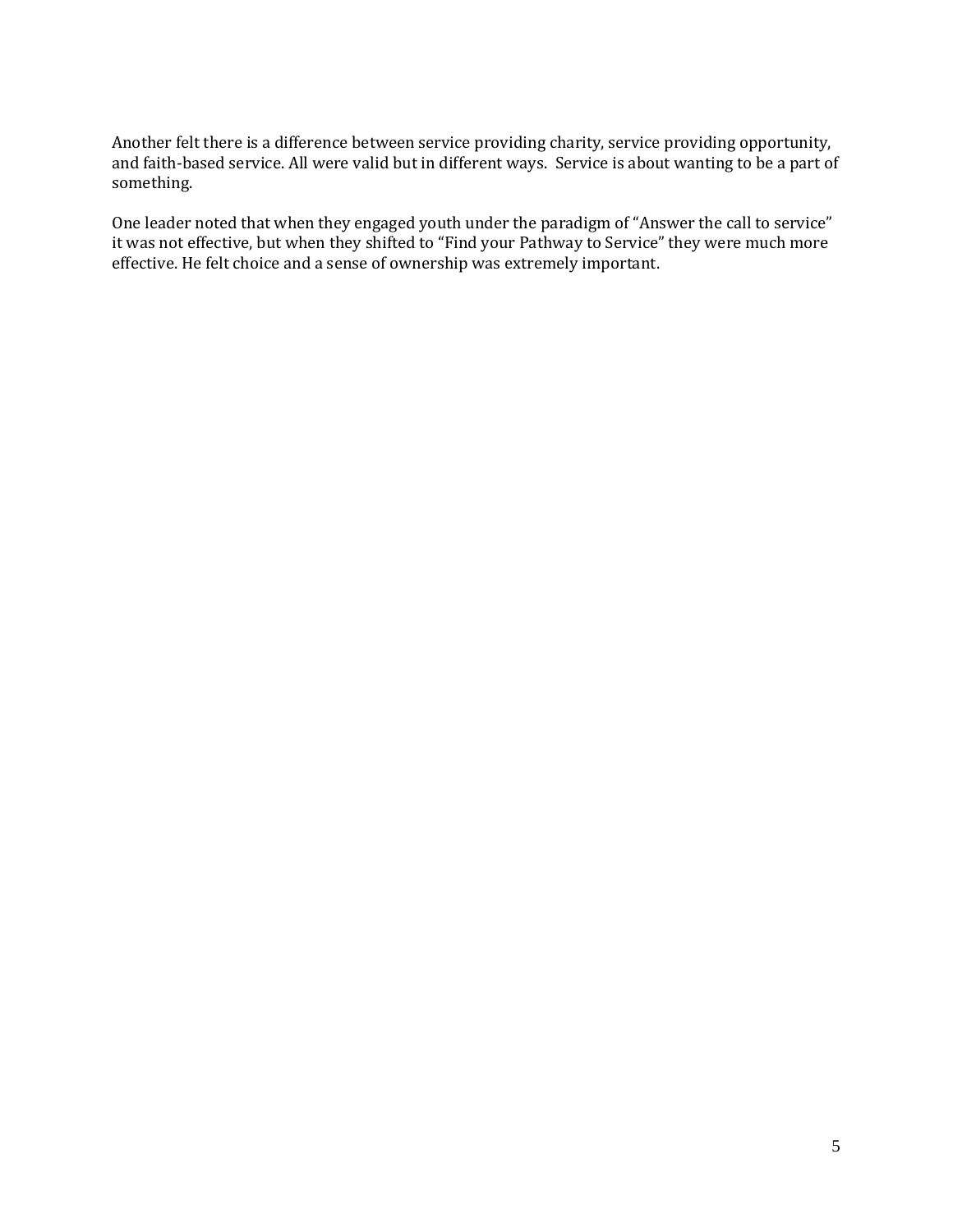Another felt there is a difference between service providing charity, service providing opportunity, and faith-based service. All were valid but in different ways. Service is about wanting to be a part of something.

One leader noted that when they engaged youth under the paradigm of "Answer the call to service" it was not effective, but when they shifted to "Find your Pathway to Service" they were much more effective. He felt choice and a sense of ownership was extremely important.